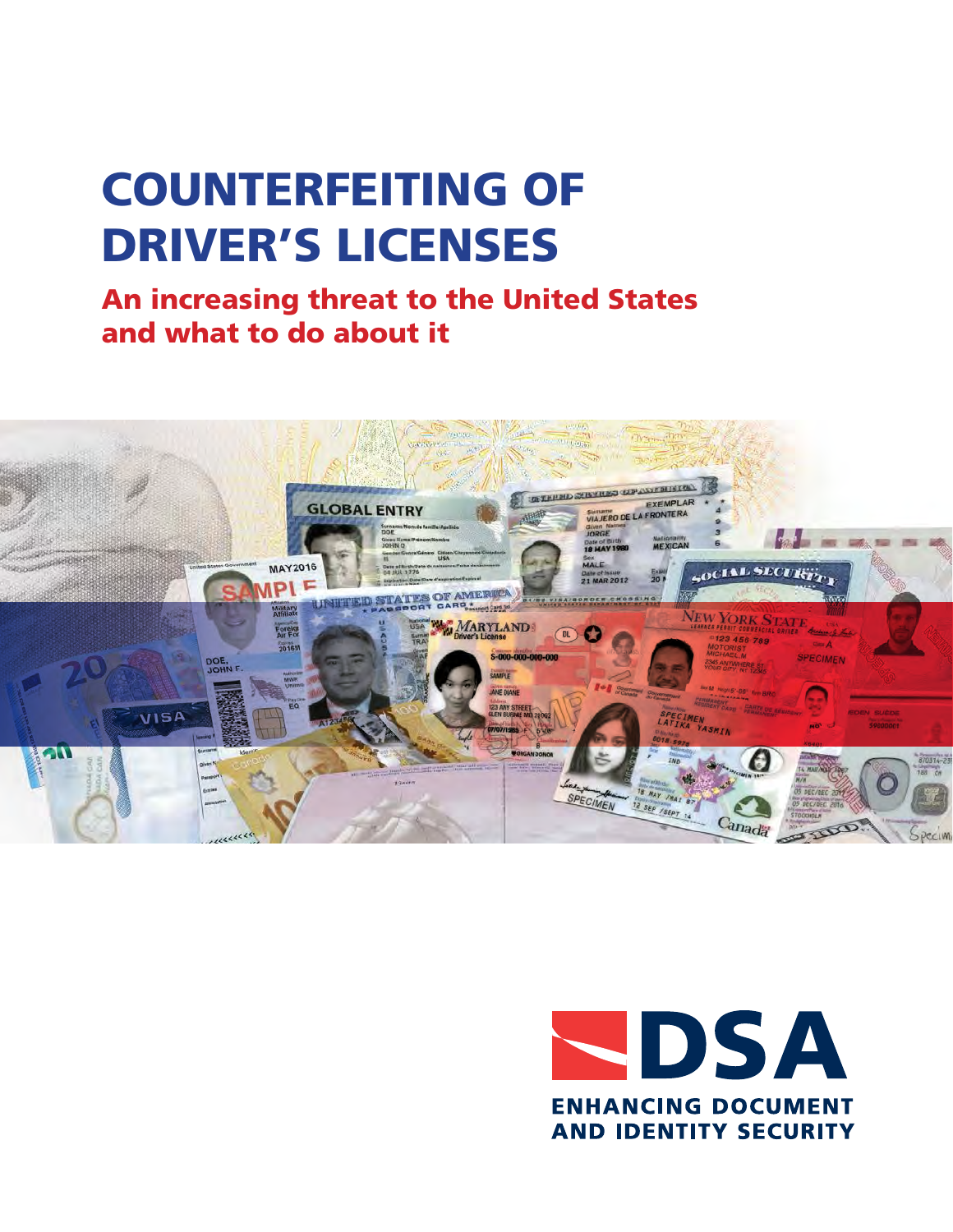# COUNTERFEITING OF DRIVER'S LICENSES

## An increasing threat to the United States and what to do about it

DSA

ENHANCING DOCUMENT AND IDENTITY SECURITY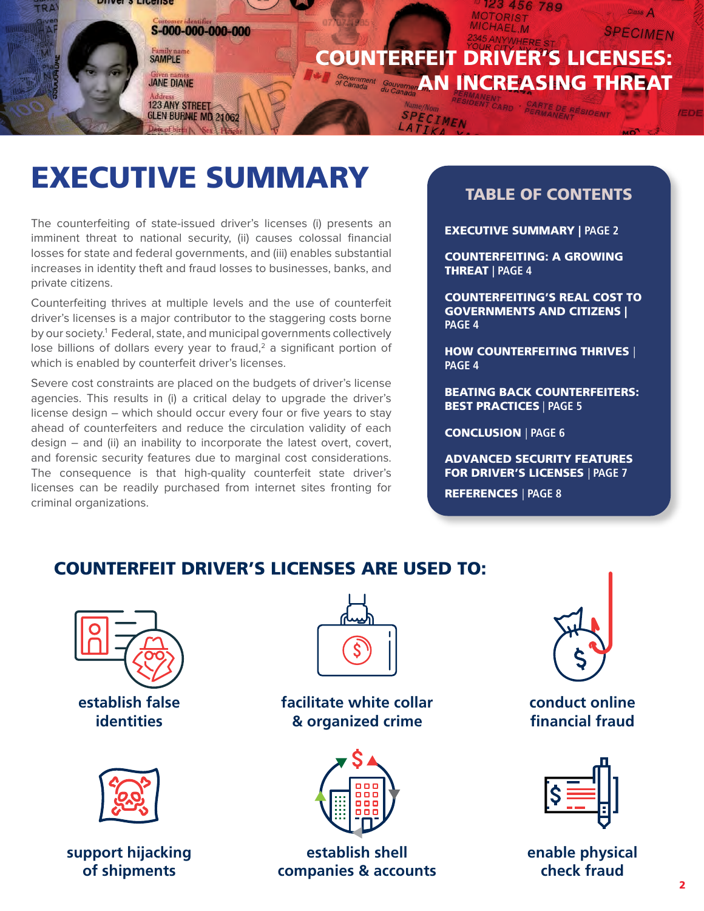# COUNTERFEIT DRIVER'S LICENSES: AN INCREASING THREAT

## EXECUTIVE SUMMARY

The counterfeiting of state-issued driver's licenses (i) presents an imminent threat to national security, (ii) causes colossal financial losses for state and federal governments, and (iii) enables substantial increases in identity theft and fraud losses to businesses, banks, and private citizens.

Counterfeiting thrives at multiple levels and the use of counterfeit driver's licenses is a major contributor to the staggering costs borne by our society.[1] Federal, state, and municipal governments collectively lose billions of dollars every year to fraud,[2] a significant portion of which is enabled by counterfeit driver's licenses.

Severe cost constraints are placed on the budgets of driver's license agencies. This results in (i) a critical delay to upgrade the driver's license design – which should occur every four or five years to stay ahead of counterfeiters and reduce the circulation validity of each design – and (ii) an inability to incorporate the latest overt, covert, and forensic security features due to marginal cost considerations. The consequence is that high-quality counterfeit state driver's licenses can be readily purchased from internet sites fronting for criminal organizations.

### TABLE OF CONTENTS

- **EXECUTIVE SUMMARY** | PAGE 2
- **COUNTERFEITING: A GROWING THREAT** | PAGE 4
- **COUNTERFEITING'S REAL COST TO GOVERNMENTS AND CITIZENS** | PAGE 4
- **HOW COUNTERFEITING THRIVES** | PAGE 4
- **BEATING BACK COUNTERFEITERS: BEST PRACTICES** | PAGE 5
- **CONCLUSION** | PAGE 6
- **ADVANCED SECURITY FEATURES FOR DRIVER'S LICENSES** | PAGE 7
- **REFERENCES** | PAGE 8

## COUNTERFEIT DRIVER'S LICENSES ARE USED TO:

- establish false identities
- facilitate white collar & organized crime
- conduct online financial fraud
- support hijacking of shipments
- establish shell companies & accounts
- enable physical check fraud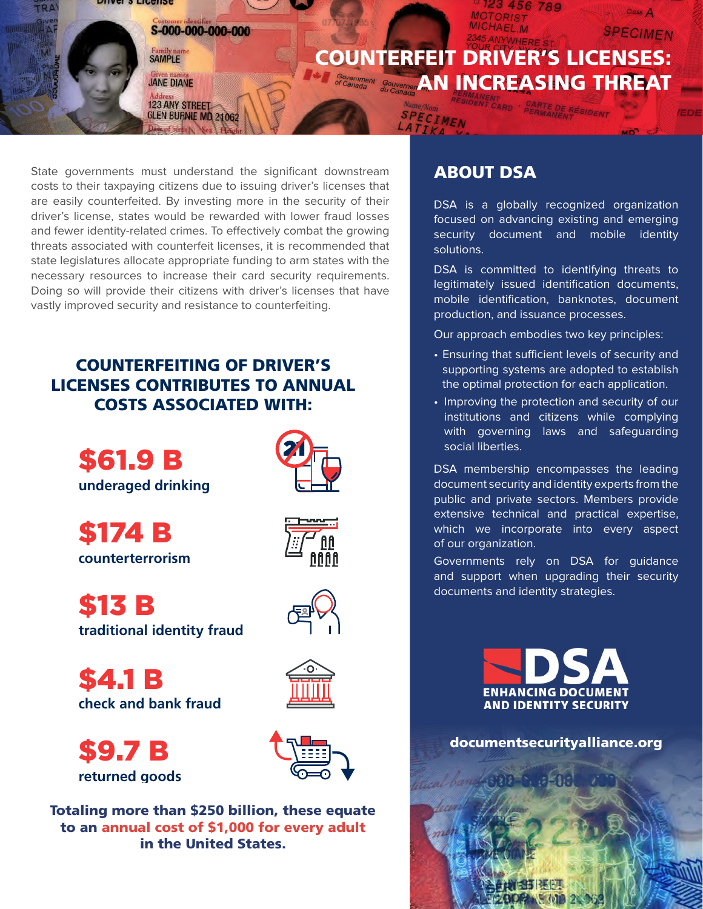# COUNTERFEIT DRIVER'S LICENSES: AN INCREASING THREAT

State governments must understand the significant downstream costs to their taxpaying citizens due to issuing driver's licenses that are easily counterfeited. By investing more in the security of their driver's license, states would be rewarded with lower fraud losses and fewer identity-related crimes. To effectively combat the growing threats associated with counterfeit licenses, it is recommended that state legislatures allocate appropriate funding to arm states with the necessary resources to increase their card security requirements. Doing so will provide their citizens with driver's licenses that have vastly improved security and resistance to counterfeiting.

## COUNTERFEITING OF DRIVER'S LICENSES CONTRIBUTES TO ANNUAL COSTS ASSOCIATED WITH:

**$61.9 B**
underaged drinking

**$174 B**
counterterrorism

**$13 B**
traditional identity fraud

**$4.1 B**
check and bank fraud

**$9.7 B**
returned goods

**Totaling more than $250 billion, these equate to an annual cost of $1,000 for every adult in the United States.**

## ABOUT DSA

DSA is a globally recognized organization focused on advancing existing and emerging security document and mobile identity solutions.

DSA is committed to identifying threats to legitimately issued identification documents, mobile identification, banknotes, document production, and issuance processes.

Our approach embodies two key principles:

- Ensuring that sufficient levels of security and supporting systems are adopted to establish the optimal protection for each application.
- Improving the protection and security of our institutions and citizens while complying with governing laws and safeguarding social liberties.

DSA membership encompasses the leading document security and identity experts from the public and private sectors. Members provide extensive technical and practical expertise, which we incorporate into every aspect of our organization.

Governments rely on DSA for guidance and support when upgrading their security documents and identity strategies.

**DSA**
**ENHANCING DOCUMENT AND IDENTITY SECURITY**

**documentsecurityalliance.org**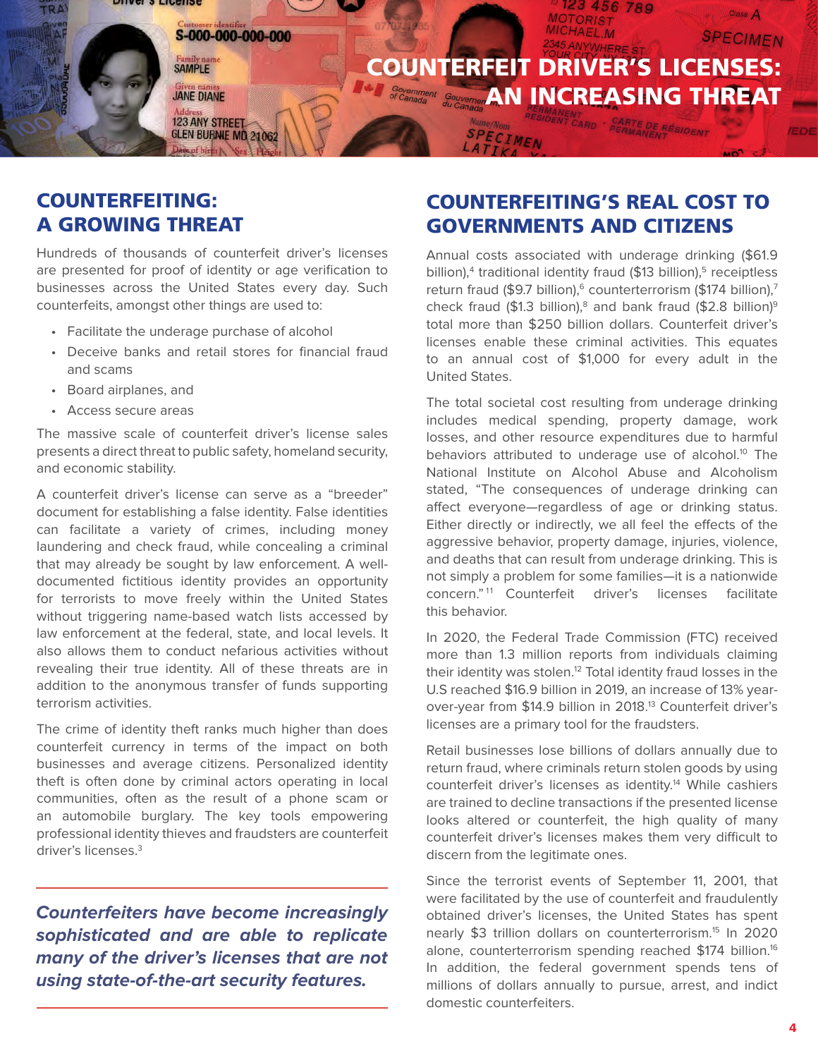# COUNTERFEIT DRIVER'S LICENSES: AN INCREASING THREAT

## COUNTERFEITING: A GROWING THREAT

Hundreds of thousands of counterfeit driver's licenses are presented for proof of identity or age verification to businesses across the United States every day. Such counterfeits, amongst other things are used to:

- Facilitate the underage purchase of alcohol
- Deceive banks and retail stores for financial fraud and scams
- Board airplanes, and
- Access secure areas

The massive scale of counterfeit driver's license sales presents a direct threat to public safety, homeland security, and economic stability.

A counterfeit driver's license can serve as a "breeder" document for establishing a false identity. False identities can facilitate a variety of crimes, including money laundering and check fraud, while concealing a criminal that may already be sought by law enforcement. A well-documented fictitious identity provides an opportunity for terrorists to move freely within the United States without triggering name-based watch lists accessed by law enforcement at the federal, state, and local levels. It also allows them to conduct nefarious activities without revealing their true identity. All of these threats are in addition to the anonymous transfer of funds supporting terrorism activities.

The crime of identity theft ranks much higher than does counterfeit currency in terms of the impact on both businesses and average citizens. Personalized identity theft is often done by criminal actors operating in local communities, often as the result of a phone scam or an automobile burglary. The key tools empowering professional identity thieves and fraudsters are counterfeit driver's licenses.[3]

***Counterfeiters have become increasingly sophisticated and are able to replicate many of the driver's licenses that are not using state-of-the-art security features.***

## COUNTERFEITING'S REAL COST TO GOVERNMENTS AND CITIZENS

Annual costs associated with underage drinking ($61.9 billion),[4] traditional identity fraud ($13 billion),[5] receiptless return fraud ($9.7 billion),[6] counterterrorism ($174 billion),[7] check fraud ($1.3 billion),[8] and bank fraud ($2.8 billion)[9] total more than $250 billion dollars. Counterfeit driver's licenses enable these criminal activities. This equates to an annual cost of $1,000 for every adult in the United States.

The total societal cost resulting from underage drinking includes medical spending, property damage, work losses, and other resource expenditures due to harmful behaviors attributed to underage use of alcohol.[10] The National Institute on Alcohol Abuse and Alcoholism stated, "The consequences of underage drinking can affect everyone—regardless of age or drinking status. Either directly or indirectly, we all feel the effects of the aggressive behavior, property damage, injuries, violence, and deaths that can result from underage drinking. This is not simply a problem for some families—it is a nationwide concern."[11] Counterfeit driver's licenses facilitate this behavior.

In 2020, the Federal Trade Commission (FTC) received more than 1.3 million reports from individuals claiming their identity was stolen.[12] Total identity fraud losses in the U.S reached $16.9 billion in 2019, an increase of 13% year-over-year from $14.9 billion in 2018.[13] Counterfeit driver's licenses are a primary tool for the fraudsters.

Retail businesses lose billions of dollars annually due to return fraud, where criminals return stolen goods by using counterfeit driver's licenses as identity.[14] While cashiers are trained to decline transactions if the presented license looks altered or counterfeit, the high quality of many counterfeit driver's licenses makes them very difficult to discern from the legitimate ones.

Since the terrorist events of September 11, 2001, that were facilitated by the use of counterfeit and fraudulently obtained driver's licenses, the United States has spent nearly $3 trillion dollars on counterterrorism.[15] In 2020 alone, counterterrorism spending reached $174 billion.[16] In addition, the federal government spends tens of millions of dollars annually to pursue, arrest, and indict domestic counterfeiters.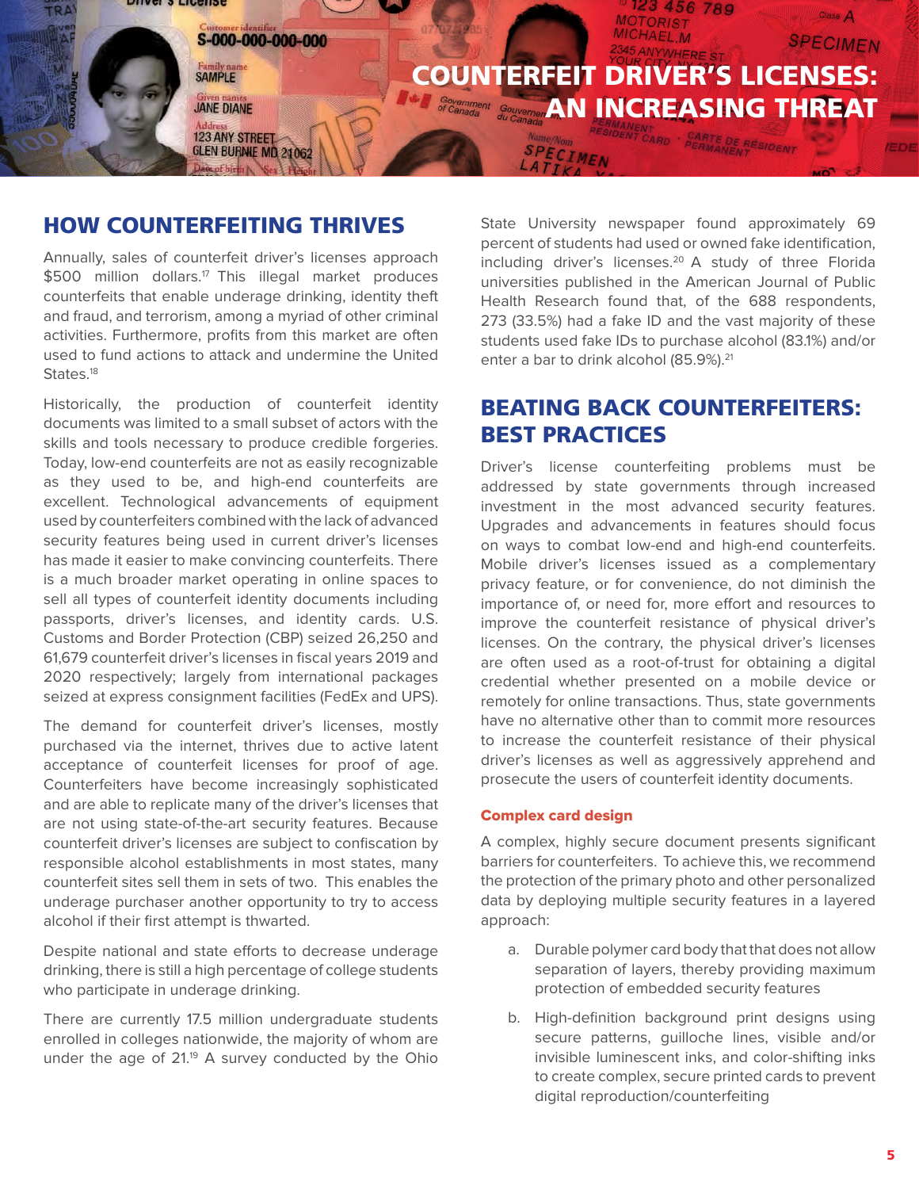# COUNTERFEIT DRIVER'S LICENSES: AN INCREASING THREAT

## HOW COUNTERFEITING THRIVES

Annually, sales of counterfeit driver's licenses approach $500 million dollars.[17] This illegal market produces counterfeits that enable underage drinking, identity theft and fraud, and terrorism, among a myriad of other criminal activities. Furthermore, profits from this market are often used to fund actions to attack and undermine the United States.[18]

Historically, the production of counterfeit identity documents was limited to a small subset of actors with the skills and tools necessary to produce credible forgeries. Today, low-end counterfeits are not as easily recognizable as they used to be, and high-end counterfeits are excellent. Technological advancements of equipment used by counterfeiters combined with the lack of advanced security features being used in current driver's licenses has made it easier to make convincing counterfeits. There is a much broader market operating in online spaces to sell all types of counterfeit identity documents including passports, driver's licenses, and identity cards. U.S. Customs and Border Protection (CBP) seized 26,250 and 61,679 counterfeit driver's licenses in fiscal years 2019 and 2020 respectively; largely from international packages seized at express consignment facilities (FedEx and UPS).

The demand for counterfeit driver's licenses, mostly purchased via the internet, thrives due to active latent acceptance of counterfeit licenses for proof of age. Counterfeiters have become increasingly sophisticated and are able to replicate many of the driver's licenses that are not using state-of-the-art security features. Because counterfeit driver's licenses are subject to confiscation by responsible alcohol establishments in most states, many counterfeit sites sell them in sets of two. This enables the underage purchaser another opportunity to try to access alcohol if their first attempt is thwarted.

Despite national and state efforts to decrease underage drinking, there is still a high percentage of college students who participate in underage drinking.

There are currently 17.5 million undergraduate students enrolled in colleges nationwide, the majority of whom are under the age of 21.[19] A survey conducted by the Ohio State University newspaper found approximately 69 percent of students had used or owned fake identification, including driver's licenses.[20] A study of three Florida universities published in the American Journal of Public Health Research found that, of the 688 respondents, 273 (33.5%) had a fake ID and the vast majority of these students used fake IDs to purchase alcohol (83.1%) and/or enter a bar to drink alcohol (85.9%).[21]

## BEATING BACK COUNTERFEITERS: BEST PRACTICES

Driver's license counterfeiting problems must be addressed by state governments through increased investment in the most advanced security features. Upgrades and advancements in features should focus on ways to combat low-end and high-end counterfeits. Mobile driver's licenses issued as a complementary privacy feature, or for convenience, do not diminish the importance of, or need for, more effort and resources to improve the counterfeit resistance of physical driver's licenses. On the contrary, the physical driver's licenses are often used as a root-of-trust for obtaining a digital credential whether presented on a mobile device or remotely for online transactions. Thus, state governments have no alternative other than to commit more resources to increase the counterfeit resistance of their physical driver's licenses as well as aggressively apprehend and prosecute the users of counterfeit identity documents.

### Complex card design

A complex, highly secure document presents significant barriers for counterfeiters. To achieve this, we recommend the protection of the primary photo and other personalized data by deploying multiple security features in a layered approach:

a. Durable polymer card body that that does not allow separation of layers, thereby providing maximum protection of embedded security features

b. High-definition background print designs using secure patterns, guilloche lines, visible and/or invisible luminescent inks, and color-shifting inks to create complex, secure printed cards to prevent digital reproduction/counterfeiting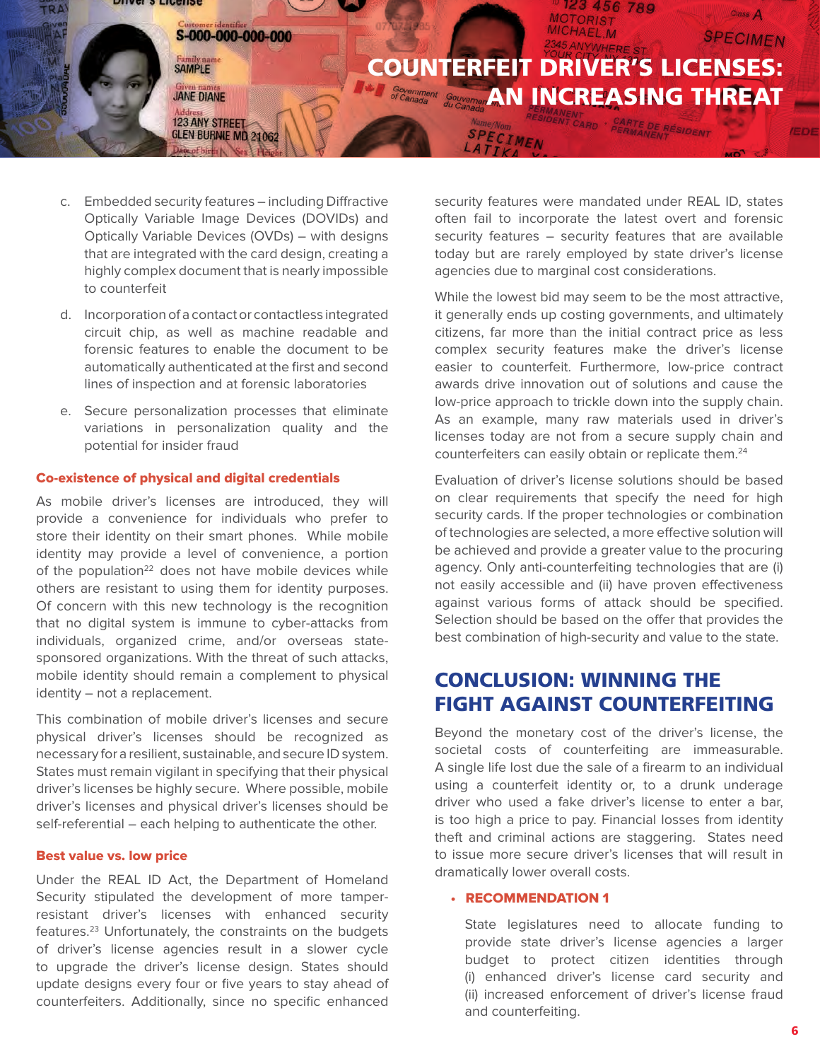c. Embedded security features – including Diffractive Optically Variable Image Devices (DOVIDs) and Optically Variable Devices (OVDs) – with designs that are integrated with the card design, creating a highly complex document that is nearly impossible to counterfeit

d. Incorporation of a contact or contactless integrated circuit chip, as well as machine readable and forensic features to enable the document to be automatically authenticated at the first and second lines of inspection and at forensic laboratories

e. Secure personalization processes that eliminate variations in personalization quality and the potential for insider fraud

### Co-existence of physical and digital credentials

As mobile driver's licenses are introduced, they will provide a convenience for individuals who prefer to store their identity on their smart phones. While mobile identity may provide a level of convenience, a portion of the population[22] does not have mobile devices while others are resistant to using them for identity purposes. Of concern with this new technology is the recognition that no digital system is immune to cyber-attacks from individuals, organized crime, and/or overseas state-sponsored organizations. With the threat of such attacks, mobile identity should remain a complement to physical identity – not a replacement.

This combination of mobile driver's licenses and secure physical driver's licenses should be recognized as necessary for a resilient, sustainable, and secure ID system. States must remain vigilant in specifying that their physical driver's licenses be highly secure. Where possible, mobile driver's licenses and physical driver's licenses should be self-referential – each helping to authenticate the other.

### Best value vs. low price

Under the REAL ID Act, the Department of Homeland Security stipulated the development of more tamper-resistant driver's licenses with enhanced security features.[23] Unfortunately, the constraints on the budgets of driver's license agencies result in a slower cycle to upgrade the driver's license design. States should update designs every four or five years to stay ahead of counterfeiters. Additionally, since no specific enhanced security features were mandated under REAL ID, states often fail to incorporate the latest overt and forensic security features – security features that are available today but are rarely employed by state driver's license agencies due to marginal cost considerations.

While the lowest bid may seem to be the most attractive, it generally ends up costing governments, and ultimately citizens, far more than the initial contract price as less complex security features make the driver's license easier to counterfeit. Furthermore, low-price contract awards drive innovation out of solutions and cause the low-price approach to trickle down into the supply chain. As an example, many raw materials used in driver's licenses today are not from a secure supply chain and counterfeiters can easily obtain or replicate them.[24]

Evaluation of driver's license solutions should be based on clear requirements that specify the need for high security cards. If the proper technologies or combination of technologies are selected, a more effective solution will be achieved and provide a greater value to the procuring agency. Only anti-counterfeiting technologies that are (i) not easily accessible and (ii) have proven effectiveness against various forms of attack should be specified. Selection should be based on the offer that provides the best combination of high-security and value to the state.

## CONCLUSION: WINNING THE FIGHT AGAINST COUNTERFEITING

Beyond the monetary cost of the driver's license, the societal costs of counterfeiting are immeasurable. A single life lost due the sale of a firearm to an individual using a counterfeit identity or, to a drunk underage driver who used a fake driver's license to enter a bar, is too high a price to pay. Financial losses from identity theft and criminal actions are staggering. States need to issue more secure driver's licenses that will result in dramatically lower overall costs.

- **RECOMMENDATION 1**

  State legislatures need to allocate funding to provide state driver's license agencies a larger budget to protect citizen identities through (i) enhanced driver's license card security and (ii) increased enforcement of driver's license fraud and counterfeiting.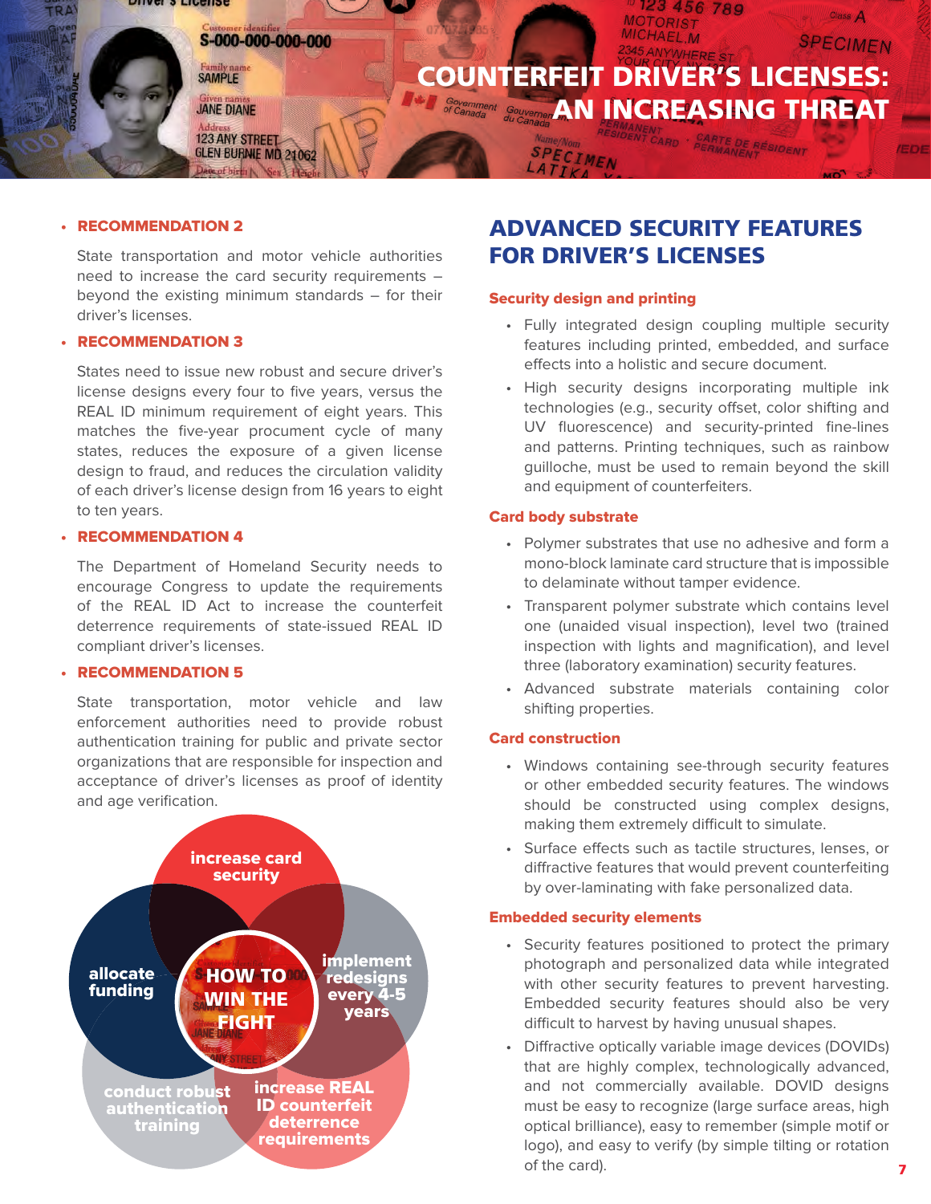# COUNTERFEIT DRIVER'S LICENSES: AN INCREASING THREAT

- **RECOMMENDATION 2**

  State transportation and motor vehicle authorities need to increase the card security requirements – beyond the existing minimum standards – for their driver's licenses.

- **RECOMMENDATION 3**

  States need to issue new robust and secure driver's license designs every four to five years, versus the REAL ID minimum requirement of eight years. This matches the five-year procurement cycle of many states, reduces the exposure of a given license design to fraud, and reduces the circulation validity of each driver's license design from 16 years to eight to ten years.

- **RECOMMENDATION 4**

  The Department of Homeland Security needs to encourage Congress to update the requirements of the REAL ID Act to increase the counterfeit deterrence requirements of state-issued REAL ID compliant driver's licenses.

- **RECOMMENDATION 5**

  State transportation, motor vehicle and law enforcement authorities need to provide robust authentication training for public and private sector organizations that are responsible for inspection and acceptance of driver's licenses as proof of identity and age verification.

**HOW TO WIN THE FIGHT**

- increase card security
- implement redesigns every 4-5 years
- increase REAL ID counterfeit deterrence requirements
- conduct robust authentication training
- allocate funding

## ADVANCED SECURITY FEATURES FOR DRIVER'S LICENSES

### Security design and printing

- Fully integrated design coupling multiple security features including printed, embedded, and surface effects into a holistic and secure document.
- High security designs incorporating multiple ink technologies (e.g., security offset, color shifting and UV fluorescence) and security-printed fine-lines and patterns. Printing techniques, such as rainbow guilloche, must be used to remain beyond the skill and equipment of counterfeiters.

### Card body substrate

- Polymer substrates that use no adhesive and form a mono-block laminate card structure that is impossible to delaminate without tamper evidence.
- Transparent polymer substrate which contains level one (unaided visual inspection), level two (trained inspection with lights and magnification), and level three (laboratory examination) security features.
- Advanced substrate materials containing color shifting properties.

### Card construction

- Windows containing see-through security features or other embedded security features. The windows should be constructed using complex designs, making them extremely difficult to simulate.
- Surface effects such as tactile structures, lenses, or diffractive features that would prevent counterfeiting by over-laminating with fake personalized data.

### Embedded security elements

- Security features positioned to protect the primary photograph and personalized data while integrated with other security features to prevent harvesting. Embedded security features should also be very difficult to harvest by having unusual shapes.
- Diffractive optically variable image devices (DOVIDs) that are highly complex, technologically advanced, and not commercially available. DOVID designs must be easy to recognize (large surface areas, high optical brilliance), easy to remember (simple motif or logo), and easy to verify (by simple tilting or rotation of the card).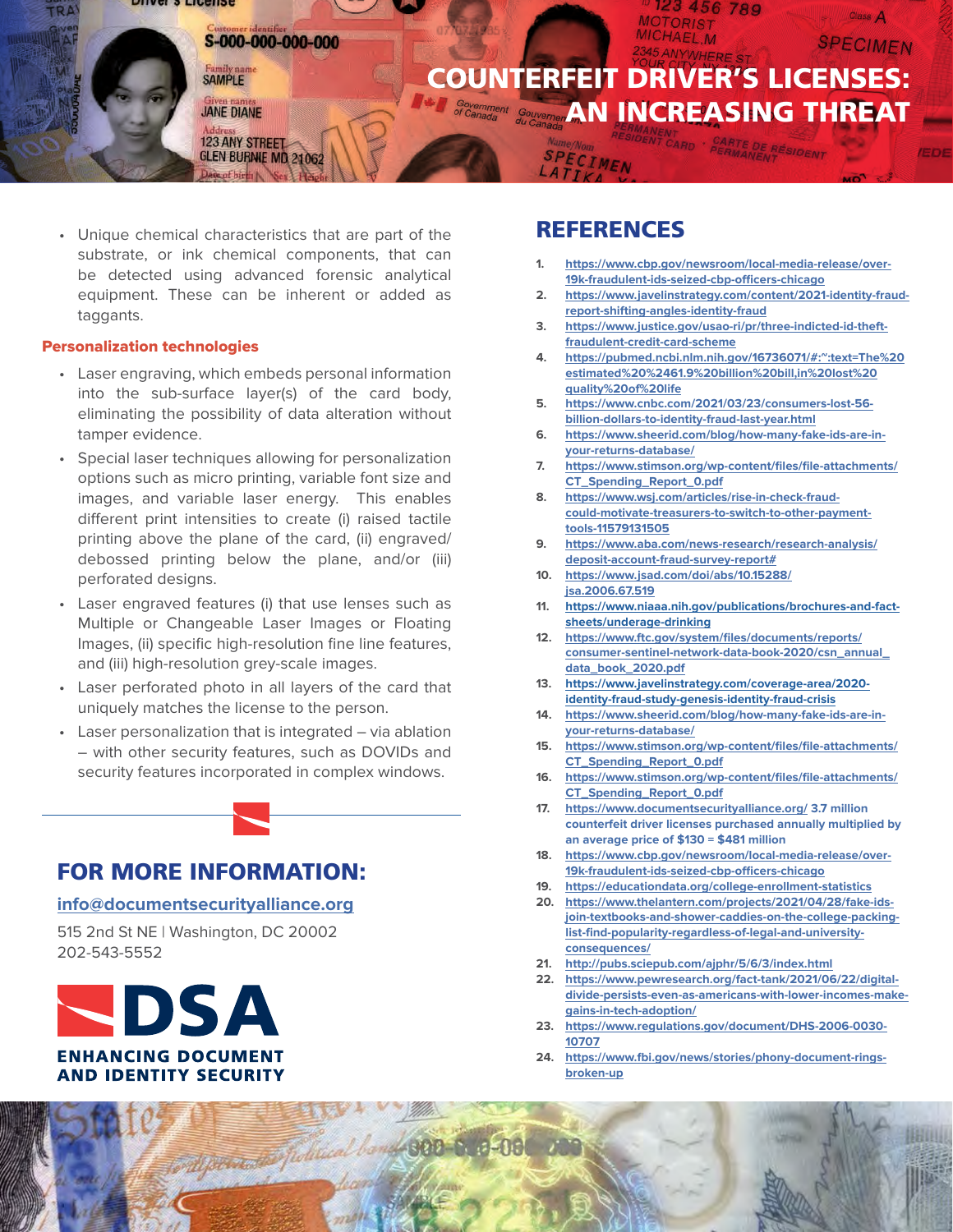# COUNTERFEIT DRIVER'S LICENSES: AN INCREASING THREAT

- Unique chemical characteristics that are part of the substrate, or ink chemical components, that can be detected using advanced forensic analytical equipment. These can be inherent or added as taggants.

### Personalization technologies

- Laser engraving, which embeds personal information into the sub-surface layer(s) of the card body, eliminating the possibility of data alteration without tamper evidence.
- Special laser techniques allowing for personalization options such as micro printing, variable font size and images, and variable laser energy. This enables different print intensities to create (i) raised tactile printing above the plane of the card, (ii) engraved/debossed printing below the plane, and/or (iii) perforated designs.
- Laser engraved features (i) that use lenses such as Multiple or Changeable Laser Images or Floating Images, (ii) specific high-resolution fine line features, and (iii) high-resolution grey-scale images.
- Laser perforated photo in all layers of the card that uniquely matches the license to the person.
- Laser personalization that is integrated – via ablation – with other security features, such as DOVIDs and security features incorporated in complex windows.

## FOR MORE INFORMATION:

info@documentsecurityalliance.org

515 2nd St NE | Washington, DC 20002
202-543-5552

DSA
ENHANCING DOCUMENT AND IDENTITY SECURITY

## REFERENCES

1. https://www.cbp.gov/newsroom/local-media-release/over-19k-fraudulent-ids-seized-cbp-officers-chicago
2. https://www.javelinstrategy.com/content/2021-identity-fraud-report-shifting-angles-identity-fraud
3. https://www.justice.gov/usao-ri/pr/three-indicted-id-theft-fraudulent-credit-card-scheme
4. https://pubmed.ncbi.nlm.nih.gov/16736071/#:~:text=The%20estimated%20%2461.9%20billion%20bill,in%20lost%20quality%20of%20life
5. https://www.cnbc.com/2021/03/23/consumers-lost-56-billion-dollars-to-identity-fraud-last-year.html
6. https://www.sheerid.com/blog/how-many-fake-ids-are-in-your-returns-database/
7. https://www.stimson.org/wp-content/files/file-attachments/CT_Spending_Report_0.pdf
8. https://www.wsj.com/articles/rise-in-check-fraud-could-motivate-treasurers-to-switch-to-other-payment-tools-11579131505
9. https://www.aba.com/news-research/research-analysis/deposit-account-fraud-survey-report#
10. https://www.jsad.com/doi/abs/10.15288/jsa.2006.67.519
11. https://www.niaaa.nih.gov/publications/brochures-and-fact-sheets/underage-drinking
12. https://www.ftc.gov/system/files/documents/reports/consumer-sentinel-network-data-book-2020/csn_annual_data_book_2020.pdf
13. https://www.javelinstrategy.com/coverage-area/2020-identity-fraud-study-genesis-identity-fraud-crisis
14. https://www.sheerid.com/blog/how-many-fake-ids-are-in-your-returns-database/
15. https://www.stimson.org/wp-content/files/file-attachments/CT_Spending_Report_0.pdf
16. https://www.stimson.org/wp-content/files/file-attachments/CT_Spending_Report_0.pdf
17. https://www.documentsecurityalliance.org/ 3.7 million counterfeit driver licenses purchased annually multiplied by an average price of $130 = $481 million
18. https://www.cbp.gov/newsroom/local-media-release/over-19k-fraudulent-ids-seized-cbp-officers-chicago
19. https://educationdata.org/college-enrollment-statistics
20. https://www.thelantern.com/projects/2021/04/28/fake-ids-join-textbooks-and-shower-caddies-on-the-college-packing-list-find-popularity-regardless-of-legal-and-university-consequences/
21. http://pubs.sciepub.com/ajphr/5/6/3/index.html
22. https://www.pewresearch.org/fact-tank/2021/06/22/digital-divide-persists-even-as-americans-with-lower-incomes-make-gains-in-tech-adoption/
23. https://www.regulations.gov/document/DHS-2006-0030-10707
24. https://www.fbi.gov/news/stories/phony-document-rings-broken-up